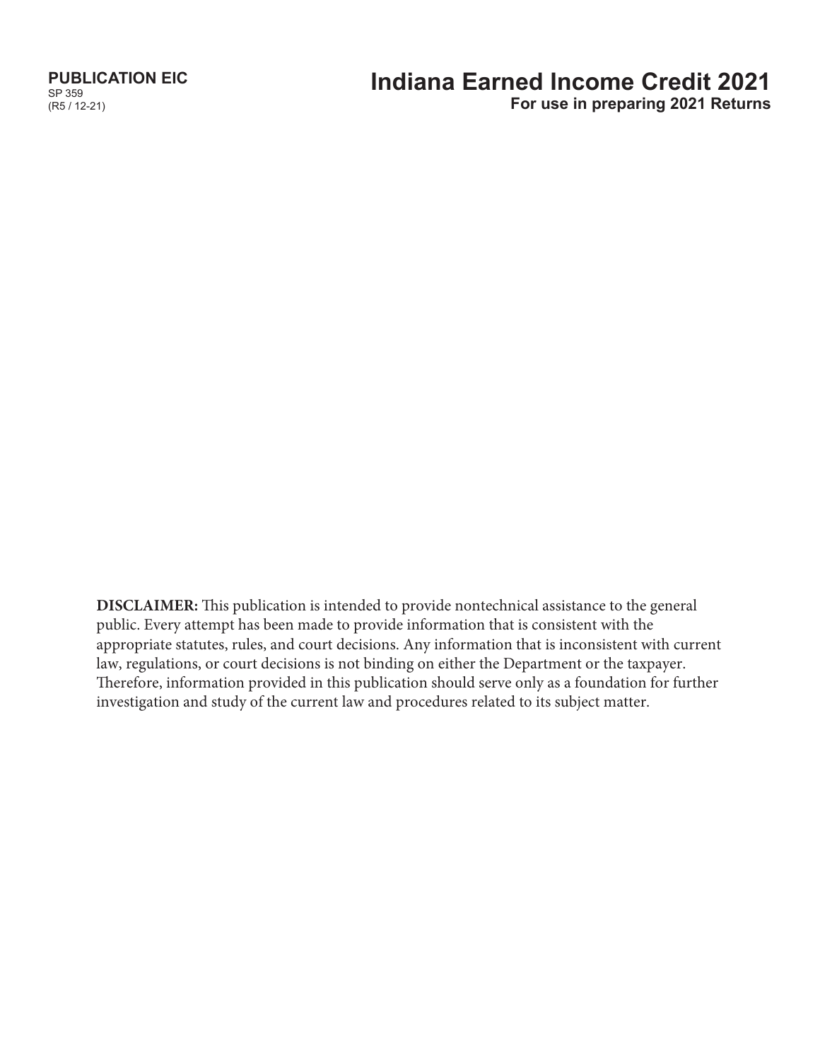**PUBLICATION EIC**
SP 359
(R5 / 12-21)

# Indiana Earned Income Credit 2021

**For use in preparing 2021 Returns**

**DISCLAIMER:** This publication is intended to provide nontechnical assistance to the general public. Every attempt has been made to provide information that is consistent with the appropriate statutes, rules, and court decisions. Any information that is inconsistent with current law, regulations, or court decisions is not binding on either the Department or the taxpayer. Therefore, information provided in this publication should serve only as a foundation for further investigation and study of the current law and procedures related to its subject matter.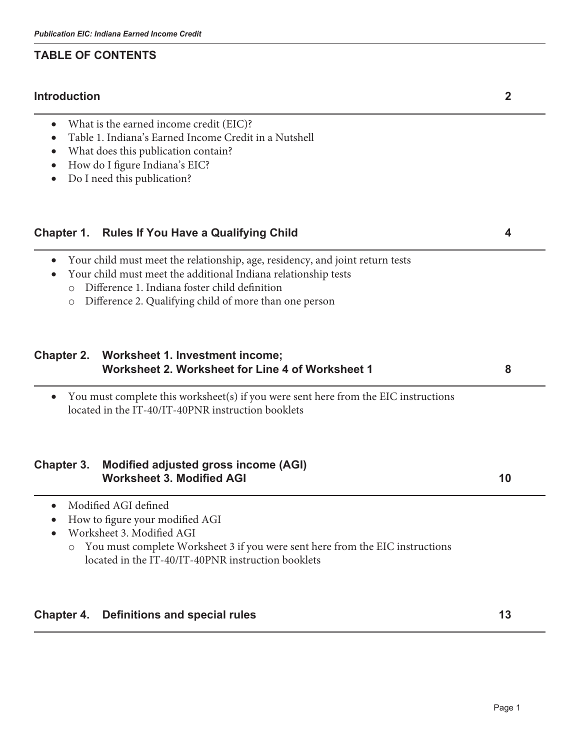## TABLE OF CONTENTS

### Introduction 2

- What is the earned income credit (EIC)?
- Table 1. Indiana's Earned Income Credit in a Nutshell
- What does this publication contain?
- How do I figure Indiana's EIC?
- Do I need this publication?

### Chapter 1. Rules If You Have a Qualifying Child 4

- Your child must meet the relationship, age, residency, and joint return tests
- Your child must meet the additional Indiana relationship tests
  - Difference 1. Indiana foster child definition
  - Difference 2. Qualifying child of more than one person

### Chapter 2. Worksheet 1. Investment income; Worksheet 2. Worksheet for Line 4 of Worksheet 1 8

- You must complete this worksheet(s) if you were sent here from the EIC instructions located in the IT-40/IT-40PNR instruction booklets

### Chapter 3. Modified adjusted gross income (AGI) Worksheet 3. Modified AGI 10

- Modified AGI defined
- How to figure your modified AGI
- Worksheet 3. Modified AGI
  - You must complete Worksheet 3 if you were sent here from the EIC instructions located in the IT-40/IT-40PNR instruction booklets

### Chapter 4. Definitions and special rules 13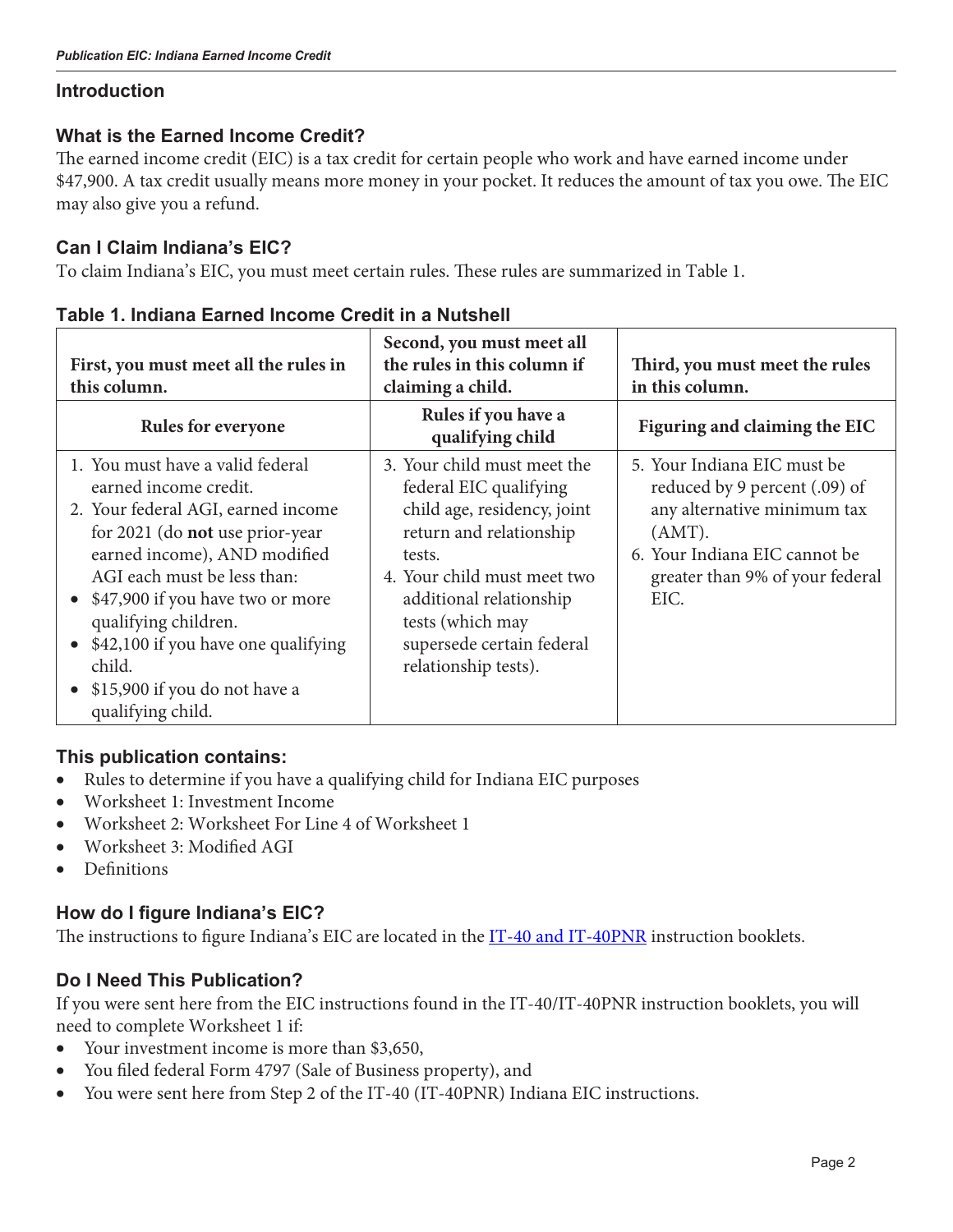## Introduction

### What is the Earned Income Credit?

The earned income credit (EIC) is a tax credit for certain people who work and have earned income under $47,900. A tax credit usually means more money in your pocket. It reduces the amount of tax you owe. The EIC may also give you a refund.

### Can I Claim Indiana's EIC?

To claim Indiana's EIC, you must meet certain rules. These rules are summarized in Table 1.

### Table 1. Indiana Earned Income Credit in a Nutshell

| First, you must meet all the rules in this column. | Second, you must meet all the rules in this column if claiming a child. | Third, you must meet the rules in this column. |
|---|---|---|
| **Rules for everyone** | **Rules if you have a qualifying child** | **Figuring and claiming the EIC** |
| 1. You must have a valid federal earned income credit.<br>2. Your federal AGI, earned income for 2021 (do **not** use prior-year earned income), AND modified AGI each must be less than:<br>• $47,900 if you have two or more qualifying children.<br>• $42,100 if you have one qualifying child.<br>• $15,900 if you do not have a qualifying child. | 3. Your child must meet the federal EIC qualifying child age, residency, joint return and relationship tests.<br>4. Your child must meet two additional relationship tests (which may supersede certain federal relationship tests). | 5. Your Indiana EIC must be reduced by 9 percent (.09) of any alternative minimum tax (AMT).<br>6. Your Indiana EIC cannot be greater than 9% of your federal EIC. |

### This publication contains:

- Rules to determine if you have a qualifying child for Indiana EIC purposes
- Worksheet 1: Investment Income
- Worksheet 2: Worksheet For Line 4 of Worksheet 1
- Worksheet 3: Modified AGI
- Definitions

### How do I figure Indiana's EIC?

The instructions to figure Indiana's EIC are located in the IT-40 and IT-40PNR instruction booklets.

### Do I Need This Publication?

If you were sent here from the EIC instructions found in the IT-40/IT-40PNR instruction booklets, you will need to complete Worksheet 1 if:

- Your investment income is more than $3,650,
- You filed federal Form 4797 (Sale of Business property), and
- You were sent here from Step 2 of the IT-40 (IT-40PNR) Indiana EIC instructions.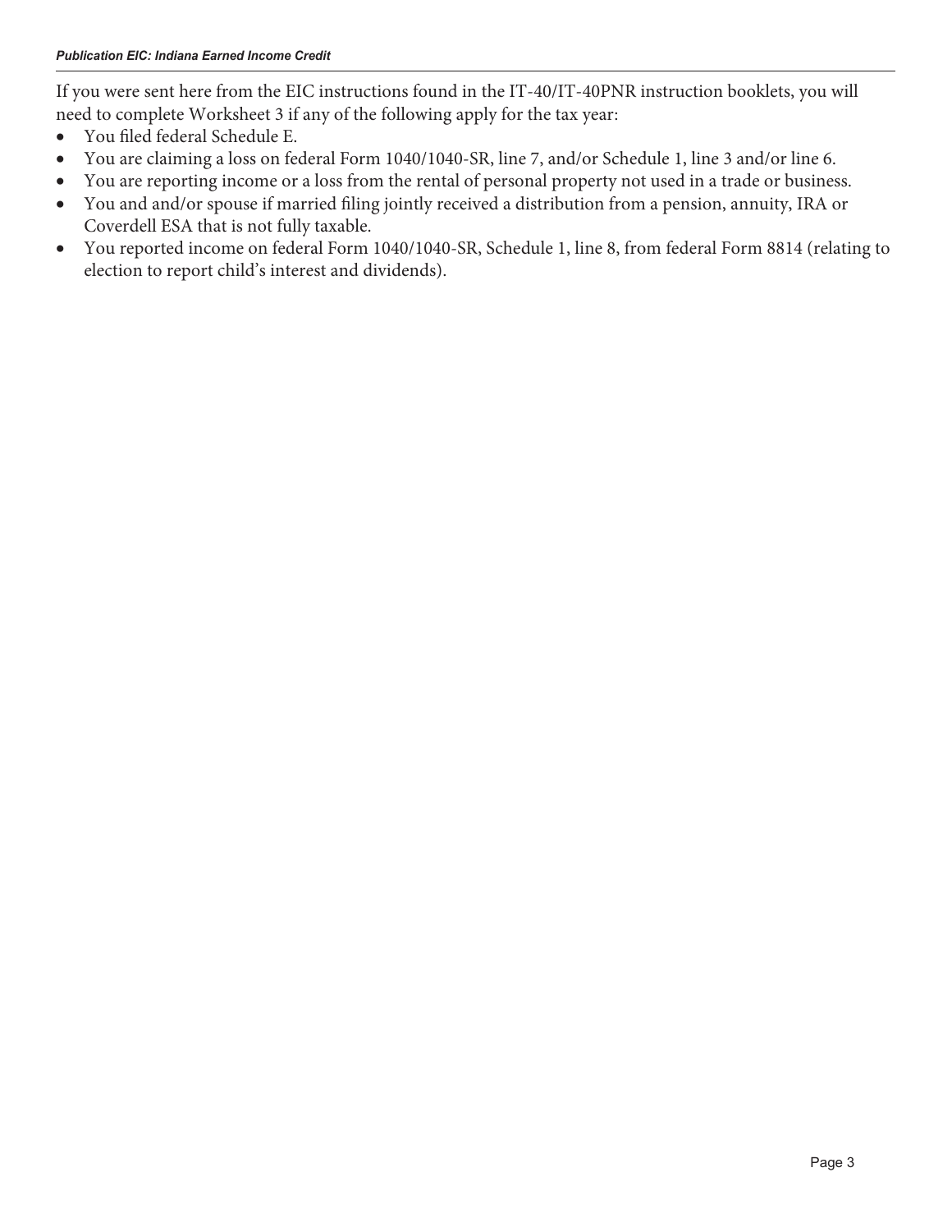If you were sent here from the EIC instructions found in the IT-40/IT-40PNR instruction booklets, you will need to complete Worksheet 3 if any of the following apply for the tax year:

- You filed federal Schedule E.
- You are claiming a loss on federal Form 1040/1040-SR, line 7, and/or Schedule 1, line 3 and/or line 6.
- You are reporting income or a loss from the rental of personal property not used in a trade or business.
- You and and/or spouse if married filing jointly received a distribution from a pension, annuity, IRA or Coverdell ESA that is not fully taxable.
- You reported income on federal Form 1040/1040-SR, Schedule 1, line 8, from federal Form 8814 (relating to election to report child's interest and dividends).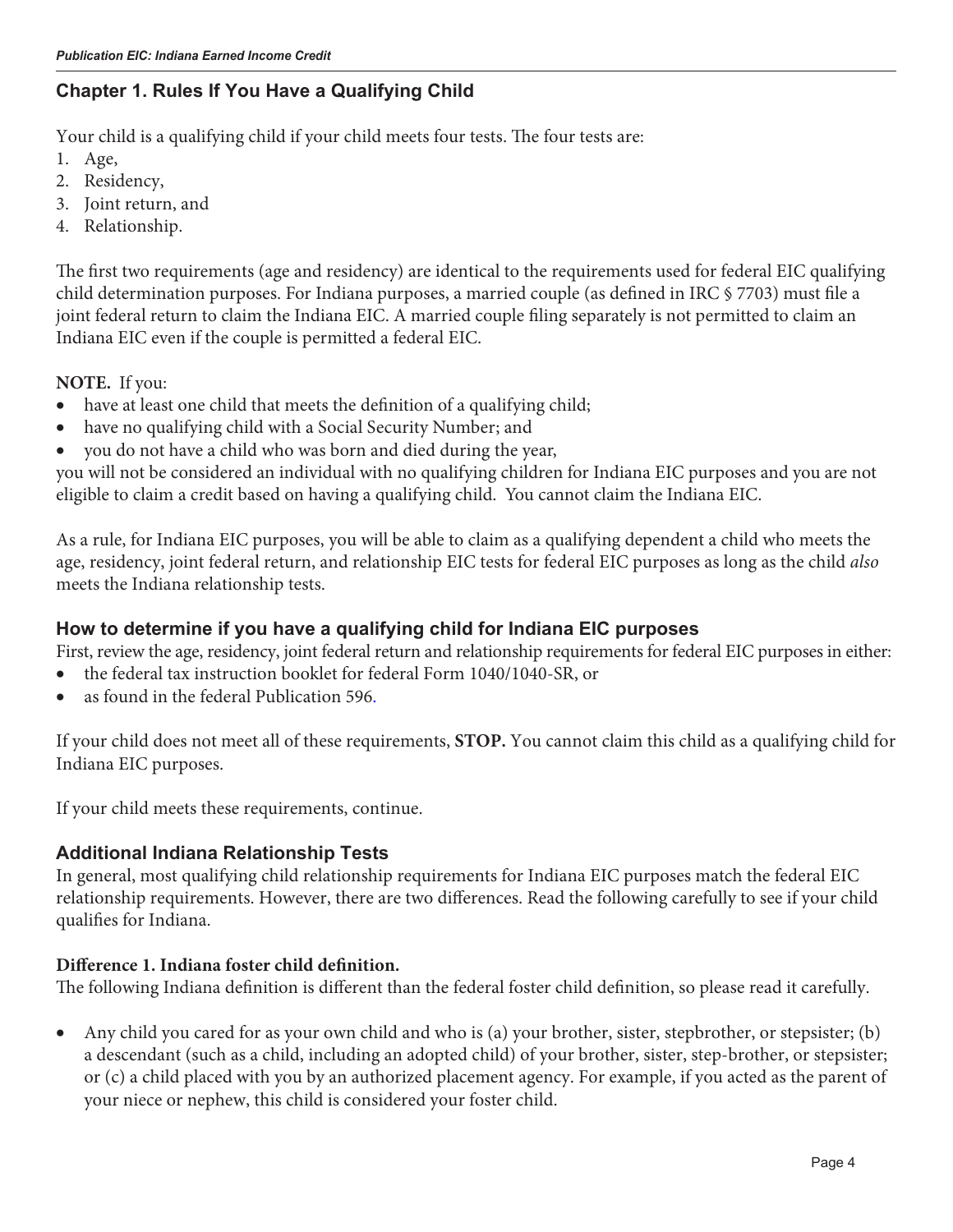## Chapter 1. Rules If You Have a Qualifying Child

Your child is a qualifying child if your child meets four tests. The four tests are:

1. Age,
2. Residency,
3. Joint return, and
4. Relationship.

The first two requirements (age and residency) are identical to the requirements used for federal EIC qualifying child determination purposes. For Indiana purposes, a married couple (as defined in IRC § 7703) must file a joint federal return to claim the Indiana EIC. A married couple filing separately is not permitted to claim an Indiana EIC even if the couple is permitted a federal EIC.

**NOTE.** If you:

- have at least one child that meets the definition of a qualifying child;
- have no qualifying child with a Social Security Number; and
- you do not have a child who was born and died during the year,

you will not be considered an individual with no qualifying children for Indiana EIC purposes and you are not eligible to claim a credit based on having a qualifying child. You cannot claim the Indiana EIC.

As a rule, for Indiana EIC purposes, you will be able to claim as a qualifying dependent a child who meets the age, residency, joint federal return, and relationship EIC tests for federal EIC purposes as long as the child *also* meets the Indiana relationship tests.

### How to determine if you have a qualifying child for Indiana EIC purposes

First, review the age, residency, joint federal return and relationship requirements for federal EIC purposes in either:

- the federal tax instruction booklet for federal Form 1040/1040-SR, or
- as found in the federal Publication 596.

If your child does not meet all of these requirements, **STOP.** You cannot claim this child as a qualifying child for Indiana EIC purposes.

If your child meets these requirements, continue.

### Additional Indiana Relationship Tests

In general, most qualifying child relationship requirements for Indiana EIC purposes match the federal EIC relationship requirements. However, there are two differences. Read the following carefully to see if your child qualifies for Indiana.

**Difference 1. Indiana foster child definition.**

The following Indiana definition is different than the federal foster child definition, so please read it carefully.

- Any child you cared for as your own child and who is (a) your brother, sister, stepbrother, or stepsister; (b) a descendant (such as a child, including an adopted child) of your brother, sister, step-brother, or stepsister; or (c) a child placed with you by an authorized placement agency. For example, if you acted as the parent of your niece or nephew, this child is considered your foster child.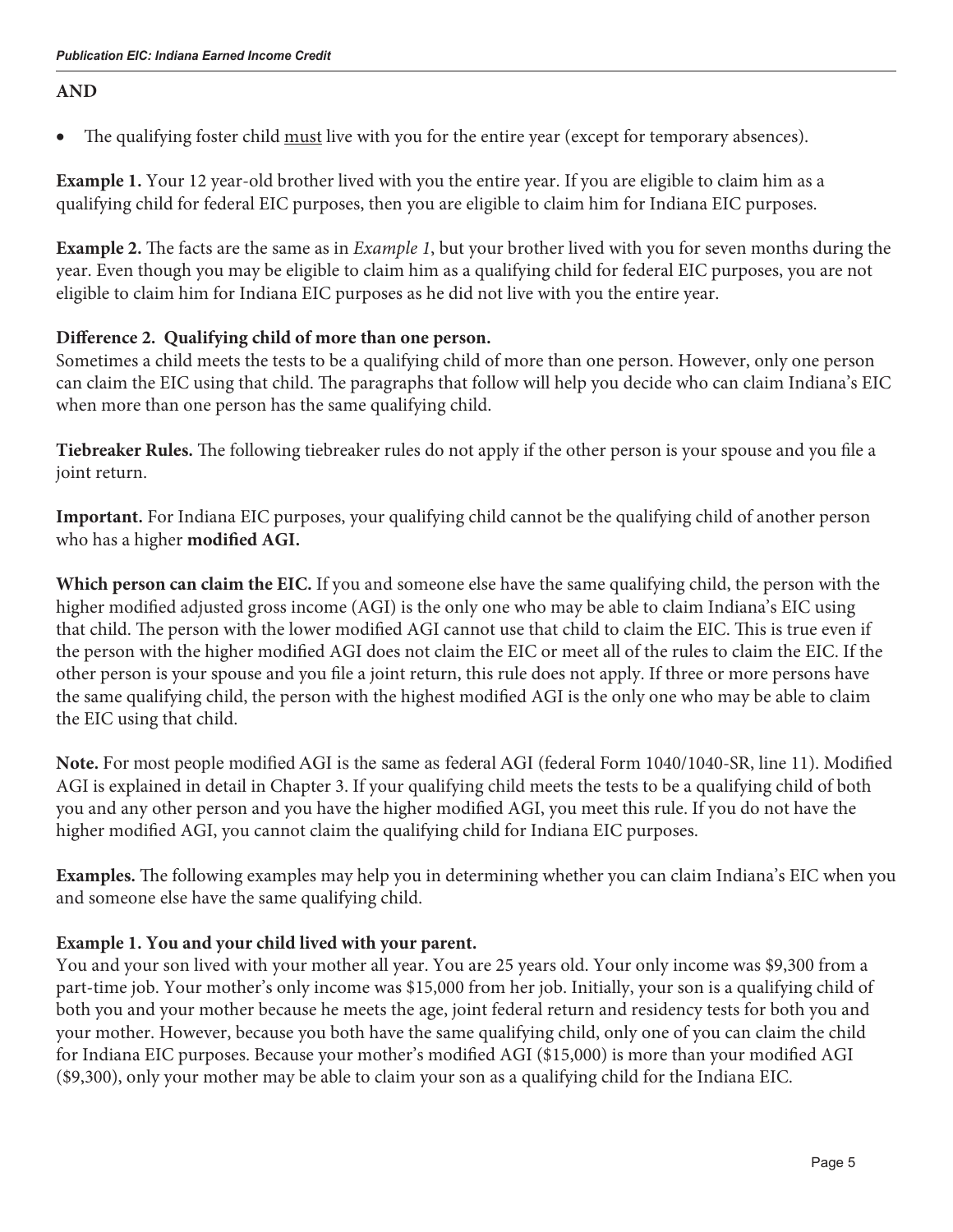**AND**

- The qualifying foster child <u>must</u> live with you for the entire year (except for temporary absences).

**Example 1.** Your 12 year-old brother lived with you the entire year. If you are eligible to claim him as a qualifying child for federal EIC purposes, then you are eligible to claim him for Indiana EIC purposes.

**Example 2.** The facts are the same as in *Example 1*, but your brother lived with you for seven months during the year. Even though you may be eligible to claim him as a qualifying child for federal EIC purposes, you are not eligible to claim him for Indiana EIC purposes as he did not live with you the entire year.

**Difference 2. Qualifying child of more than one person.**
Sometimes a child meets the tests to be a qualifying child of more than one person. However, only one person can claim the EIC using that child. The paragraphs that follow will help you decide who can claim Indiana's EIC when more than one person has the same qualifying child.

**Tiebreaker Rules.** The following tiebreaker rules do not apply if the other person is your spouse and you file a joint return.

**Important.** For Indiana EIC purposes, your qualifying child cannot be the qualifying child of another person who has a higher **modified AGI.**

**Which person can claim the EIC.** If you and someone else have the same qualifying child, the person with the higher modified adjusted gross income (AGI) is the only one who may be able to claim Indiana's EIC using that child. The person with the lower modified AGI cannot use that child to claim the EIC. This is true even if the person with the higher modified AGI does not claim the EIC or meet all of the rules to claim the EIC. If the other person is your spouse and you file a joint return, this rule does not apply. If three or more persons have the same qualifying child, the person with the highest modified AGI is the only one who may be able to claim the EIC using that child.

**Note.** For most people modified AGI is the same as federal AGI (federal Form 1040/1040-SR, line 11). Modified AGI is explained in detail in Chapter 3. If your qualifying child meets the tests to be a qualifying child of both you and any other person and you have the higher modified AGI, you meet this rule. If you do not have the higher modified AGI, you cannot claim the qualifying child for Indiana EIC purposes.

**Examples.** The following examples may help you in determining whether you can claim Indiana's EIC when you and someone else have the same qualifying child.

**Example 1. You and your child lived with your parent.**
You and your son lived with your mother all year. You are 25 years old. Your only income was $9,300 from a part-time job. Your mother's only income was $15,000 from her job. Initially, your son is a qualifying child of both you and your mother because he meets the age, joint federal return and residency tests for both you and your mother. However, because you both have the same qualifying child, only one of you can claim the child for Indiana EIC purposes. Because your mother's modified AGI ($15,000) is more than your modified AGI ($9,300), only your mother may be able to claim your son as a qualifying child for the Indiana EIC.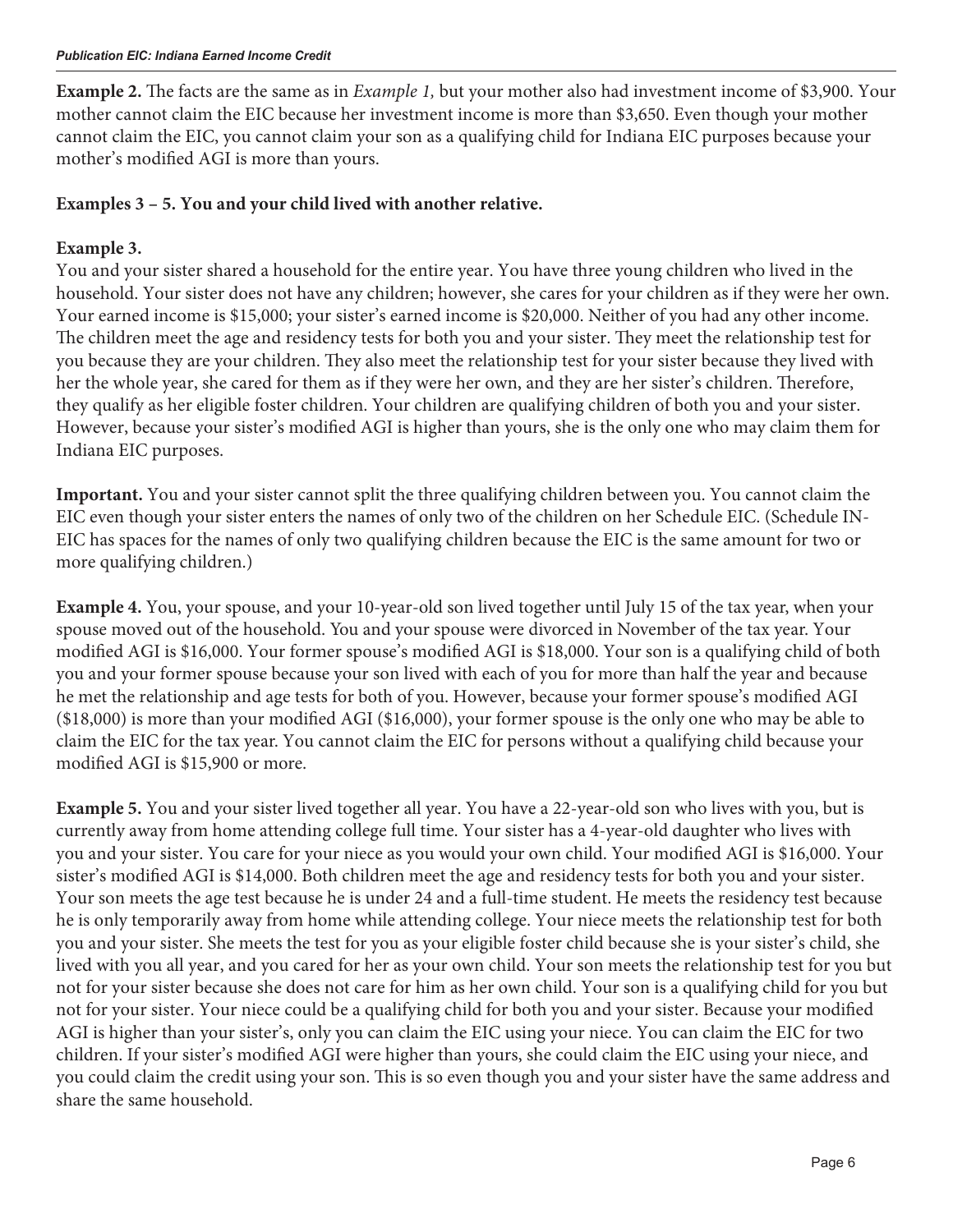**Example 2.** The facts are the same as in *Example 1,* but your mother also had investment income of $3,900. Your mother cannot claim the EIC because her investment income is more than $3,650. Even though your mother cannot claim the EIC, you cannot claim your son as a qualifying child for Indiana EIC purposes because your mother's modified AGI is more than yours.

**Examples 3 – 5. You and your child lived with another relative.**

**Example 3.**
You and your sister shared a household for the entire year. You have three young children who lived in the household. Your sister does not have any children; however, she cares for your children as if they were her own. Your earned income is $15,000; your sister's earned income is $20,000. Neither of you had any other income. The children meet the age and residency tests for both you and your sister. They meet the relationship test for you because they are your children. They also meet the relationship test for your sister because they lived with her the whole year, she cared for them as if they were her own, and they are her sister's children. Therefore, they qualify as her eligible foster children. Your children are qualifying children of both you and your sister. However, because your sister's modified AGI is higher than yours, she is the only one who may claim them for Indiana EIC purposes.

**Important.** You and your sister cannot split the three qualifying children between you. You cannot claim the EIC even though your sister enters the names of only two of the children on her Schedule EIC. (Schedule IN-EIC has spaces for the names of only two qualifying children because the EIC is the same amount for two or more qualifying children.)

**Example 4.** You, your spouse, and your 10-year-old son lived together until July 15 of the tax year, when your spouse moved out of the household. You and your spouse were divorced in November of the tax year. Your modified AGI is $16,000. Your former spouse's modified AGI is $18,000. Your son is a qualifying child of both you and your former spouse because your son lived with each of you for more than half the year and because he met the relationship and age tests for both of you. However, because your former spouse's modified AGI ($18,000) is more than your modified AGI ($16,000), your former spouse is the only one who may be able to claim the EIC for the tax year. You cannot claim the EIC for persons without a qualifying child because your modified AGI is $15,900 or more.

**Example 5.** You and your sister lived together all year. You have a 22-year-old son who lives with you, but is currently away from home attending college full time. Your sister has a 4-year-old daughter who lives with you and your sister. You care for your niece as you would your own child. Your modified AGI is $16,000. Your sister's modified AGI is $14,000. Both children meet the age and residency tests for both you and your sister. Your son meets the age test because he is under 24 and a full-time student. He meets the residency test because he is only temporarily away from home while attending college. Your niece meets the relationship test for both you and your sister. She meets the test for you as your eligible foster child because she is your sister's child, she lived with you all year, and you cared for her as your own child. Your son meets the relationship test for you but not for your sister because she does not care for him as her own child. Your son is a qualifying child for you but not for your sister. Your niece could be a qualifying child for both you and your sister. Because your modified AGI is higher than your sister's, only you can claim the EIC using your niece. You can claim the EIC for two children. If your sister's modified AGI were higher than yours, she could claim the EIC using your niece, and you could claim the credit using your son. This is so even though you and your sister have the same address and share the same household.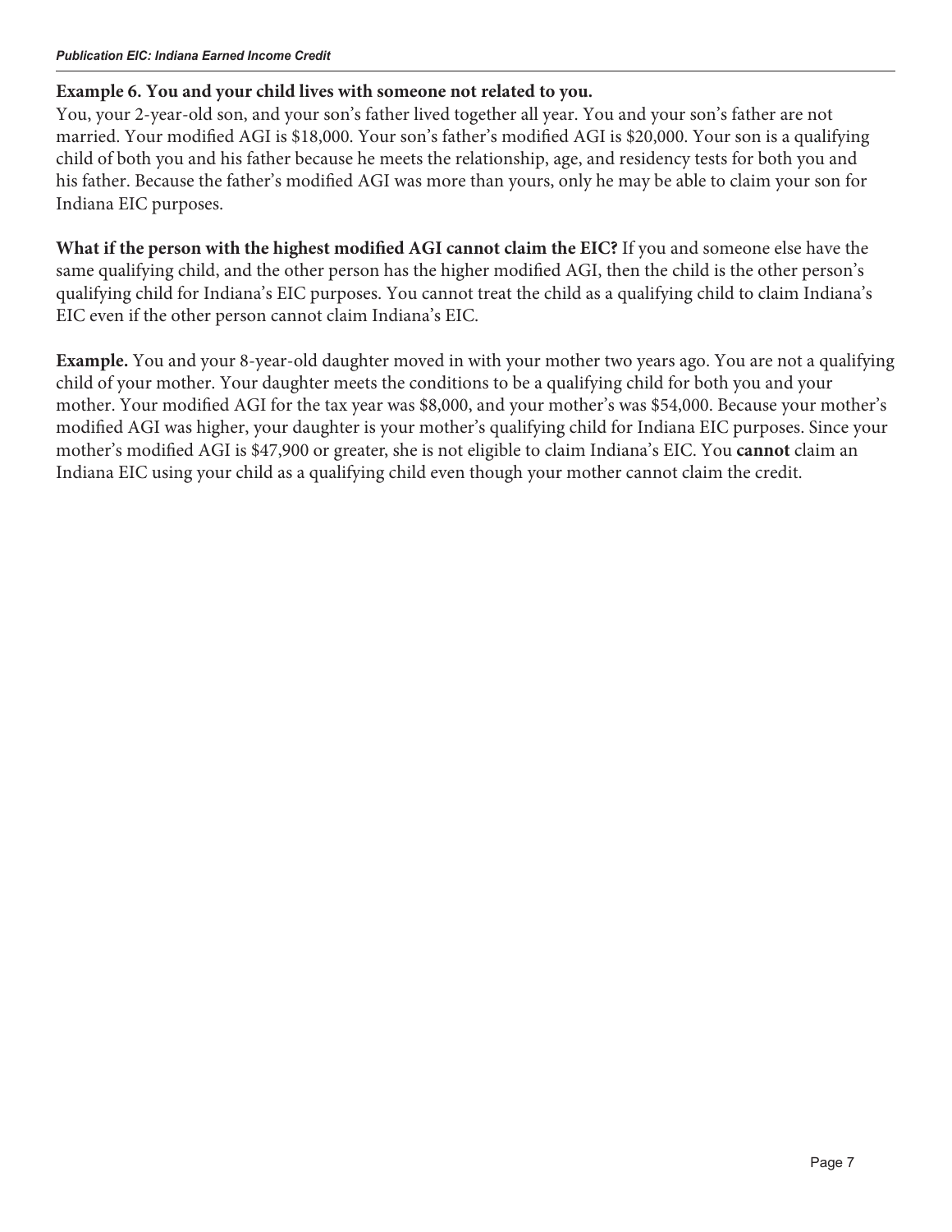**Example 6. You and your child lives with someone not related to you.**
You, your 2-year-old son, and your son's father lived together all year. You and your son's father are not married. Your modified AGI is $18,000. Your son's father's modified AGI is $20,000. Your son is a qualifying child of both you and his father because he meets the relationship, age, and residency tests for both you and his father. Because the father's modified AGI was more than yours, only he may be able to claim your son for Indiana EIC purposes.

**What if the person with the highest modified AGI cannot claim the EIC?** If you and someone else have the same qualifying child, and the other person has the higher modified AGI, then the child is the other person's qualifying child for Indiana's EIC purposes. You cannot treat the child as a qualifying child to claim Indiana's EIC even if the other person cannot claim Indiana's EIC.

**Example.** You and your 8-year-old daughter moved in with your mother two years ago. You are not a qualifying child of your mother. Your daughter meets the conditions to be a qualifying child for both you and your mother. Your modified AGI for the tax year was $8,000, and your mother's was $54,000. Because your mother's modified AGI was higher, your daughter is your mother's qualifying child for Indiana EIC purposes. Since your mother's modified AGI is $47,900 or greater, she is not eligible to claim Indiana's EIC. You **cannot** claim an Indiana EIC using your child as a qualifying child even though your mother cannot claim the credit.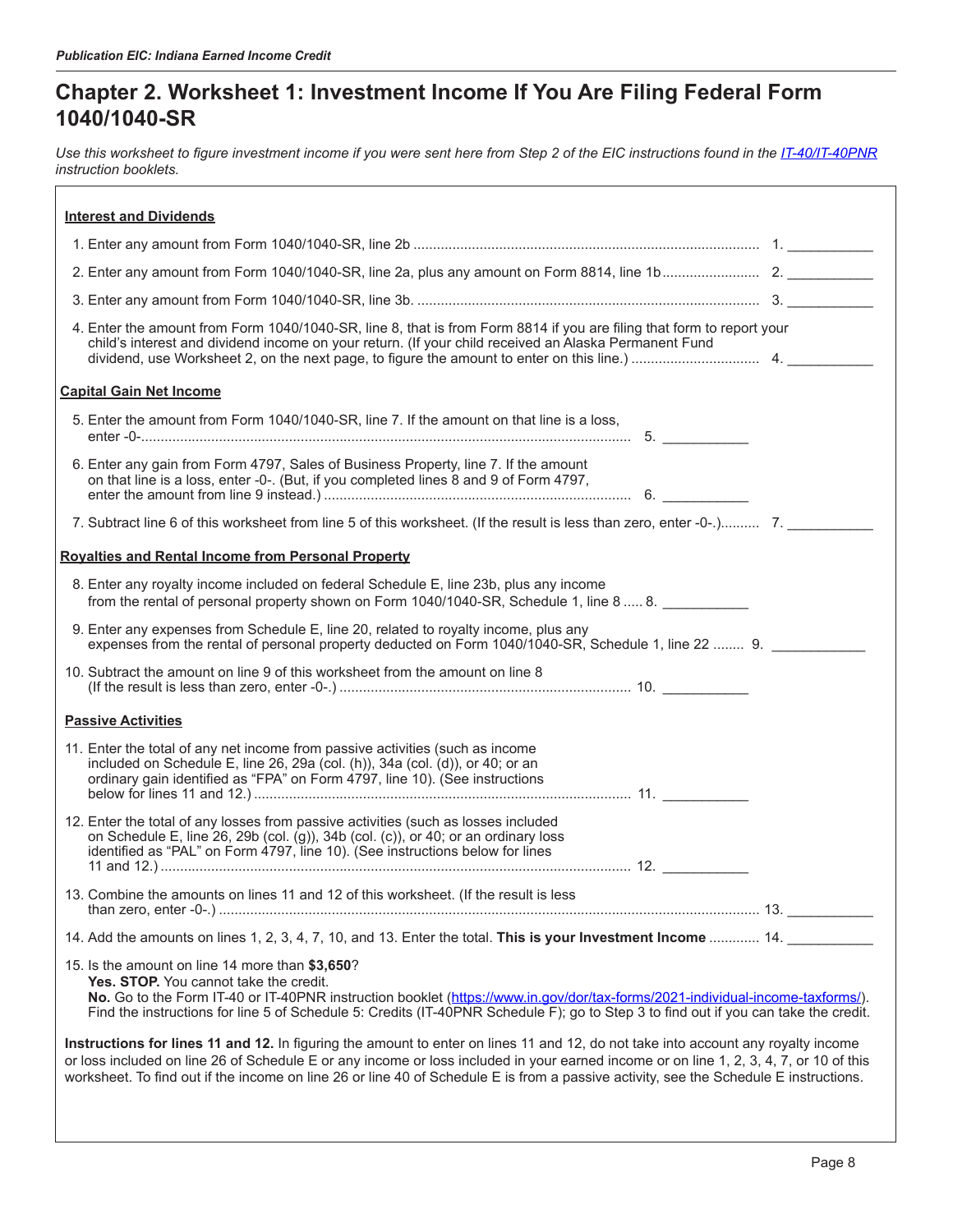# Chapter 2. Worksheet 1: Investment Income If You Are Filing Federal Form 1040/1040-SR

*Use this worksheet to figure investment income if you were sent here from Step 2 of the EIC instructions found in the [IT-40/IT-40PNR](IT-40/IT-40PNR) instruction booklets.*

**Interest and Dividends**

1. Enter any amount from Form 1040/1040-SR, line 2b ........................................................................................ 1. ___________
2. Enter any amount from Form 1040/1040-SR, line 2a, plus any amount on Form 8814, line 1b......................... 2. ___________
3. Enter any amount from Form 1040/1040-SR, line 3b. ....................................................................................... 3. ___________
4. Enter the amount from Form 1040/1040-SR, line 8, that is from Form 8814 if you are filing that form to report your child's interest and dividend income on your return. (If your child received an Alaska Permanent Fund dividend, use Worksheet 2, on the next page, to figure the amount to enter on this line.) ................................ 4. ___________

**Capital Gain Net Income**

5. Enter the amount from Form 1040/1040-SR, line 7. If the amount on that line is a loss, enter -0-............................................................................................................................. 5. ___________
6. Enter any gain from Form 4797, Sales of Business Property, line 7. If the amount on that line is a loss, enter -0-. (But, if you completed lines 8 and 9 of Form 4797, enter the amount from line 9 instead.) ............................................................................... 6. ___________
7. Subtract line 6 of this worksheet from line 5 of this worksheet. (If the result is less than zero, enter -0-.).......... 7. ___________

**Royalties and Rental Income from Personal Property**

8. Enter any royalty income included on federal Schedule E, line 23b, plus any income from the rental of personal property shown on Form 1040/1040-SR, Schedule 1, line 8 ..... 8. ___________
9. Enter any expenses from Schedule E, line 20, related to royalty income, plus any expenses from the rental of personal property deducted on Form 1040/1040-SR, Schedule 1, line 22 ........ 9. ____________
10. Subtract the amount on line 9 of this worksheet from the amount on line 8 (If the result is less than zero, enter -0-.) .......................................................................... 10. ___________

**Passive Activities**

11. Enter the total of any net income from passive activities (such as income included on Schedule E, line 26, 29a (col. (h)), 34a (col. (d)), or 40; or an ordinary gain identified as "FPA" on Form 4797, line 10). (See instructions below for lines 11 and 12.) ................................................................................................ 11. ___________
12. Enter the total of any losses from passive activities (such as losses included on Schedule E, line 26, 29b (col. (g)), 34b (col. (c)), or 40; or an ordinary loss identified as "PAL" on Form 4797, line 10). (See instructions below for lines 11 and 12.) ........................................................................................................................ 12. ___________
13. Combine the amounts on lines 11 and 12 of this worksheet. (If the result is less than zero, enter -0-.) ......................................................................................................................................... 13. ___________
14. Add the amounts on lines 1, 2, 3, 4, 7, 10, and 13. Enter the total. **This is your Investment Income** ............ 14. ___________
15. Is the amount on line 14 more than **$3,650**?
    **Yes. STOP.** You cannot take the credit.
    **No.** Go to the Form IT-40 or IT-40PNR instruction booklet (https://www.in.gov/dor/tax-forms/2021-individual-income-taxforms/). Find the instructions for line 5 of Schedule 5: Credits (IT-40PNR Schedule F); go to Step 3 to find out if you can take the credit.

**Instructions for lines 11 and 12.** In figuring the amount to enter on lines 11 and 12, do not take into account any royalty income or loss included on line 26 of Schedule E or any income or loss included in your earned income or on line 1, 2, 3, 4, 7, or 10 of this worksheet. To find out if the income on line 26 or line 40 of Schedule E is from a passive activity, see the Schedule E instructions.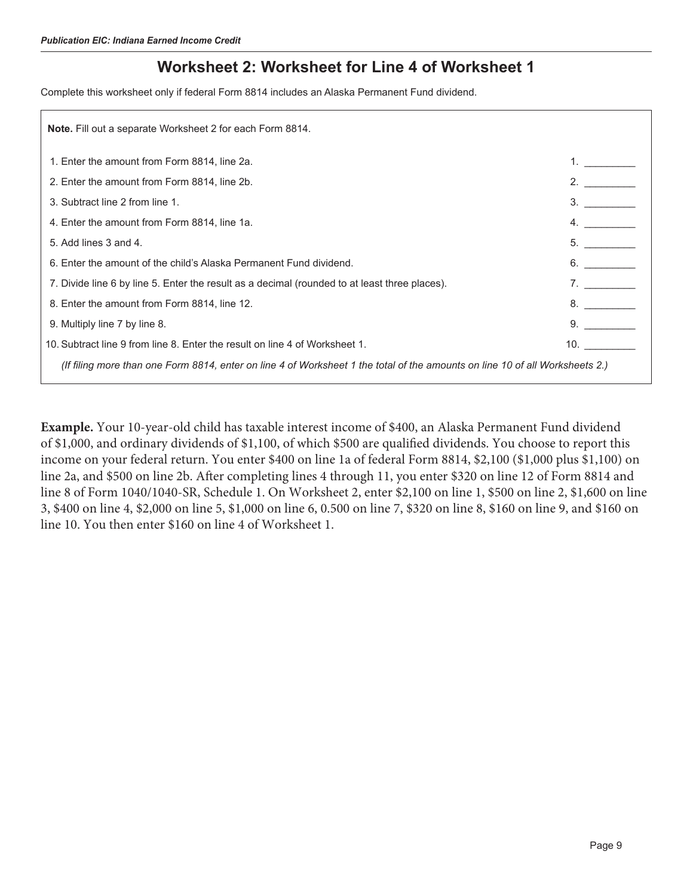## Worksheet 2: Worksheet for Line 4 of Worksheet 1

Complete this worksheet only if federal Form 8814 includes an Alaska Permanent Fund dividend.

**Note.** Fill out a separate Worksheet 2 for each Form 8814.

| | |
|---|---|
| 1. Enter the amount from Form 8814, line 2a. | 1. _________ |
| 2. Enter the amount from Form 8814, line 2b. | 2. _________ |
| 3. Subtract line 2 from line 1. | 3. _________ |
| 4. Enter the amount from Form 8814, line 1a. | 4. _________ |
| 5. Add lines 3 and 4. | 5. _________ |
| 6. Enter the amount of the child's Alaska Permanent Fund dividend. | 6. _________ |
| 7. Divide line 6 by line 5. Enter the result as a decimal (rounded to at least three places). | 7. _________ |
| 8. Enter the amount from Form 8814, line 12. | 8. _________ |
| 9. Multiply line 7 by line 8. | 9. _________ |
| 10. Subtract line 9 from line 8. Enter the result on line 4 of Worksheet 1. | 10. _________ |

*(If filing more than one Form 8814, enter on line 4 of Worksheet 1 the total of the amounts on line 10 of all Worksheets 2.)*

**Example.** Your 10-year-old child has taxable interest income of $400, an Alaska Permanent Fund dividend of $1,000, and ordinary dividends of $1,100, of which $500 are qualified dividends. You choose to report this income on your federal return. You enter $400 on line 1a of federal Form 8814, $2,100 ($1,000 plus $1,100) on line 2a, and $500 on line 2b. After completing lines 4 through 11, you enter $320 on line 12 of Form 8814 and line 8 of Form 1040/1040-SR, Schedule 1. On Worksheet 2, enter $2,100 on line 1, $500 on line 2, $1,600 on line 3, $400 on line 4, $2,000 on line 5, $1,000 on line 6, 0.500 on line 7, $320 on line 8, $160 on line 9, and $160 on line 10. You then enter $160 on line 4 of Worksheet 1.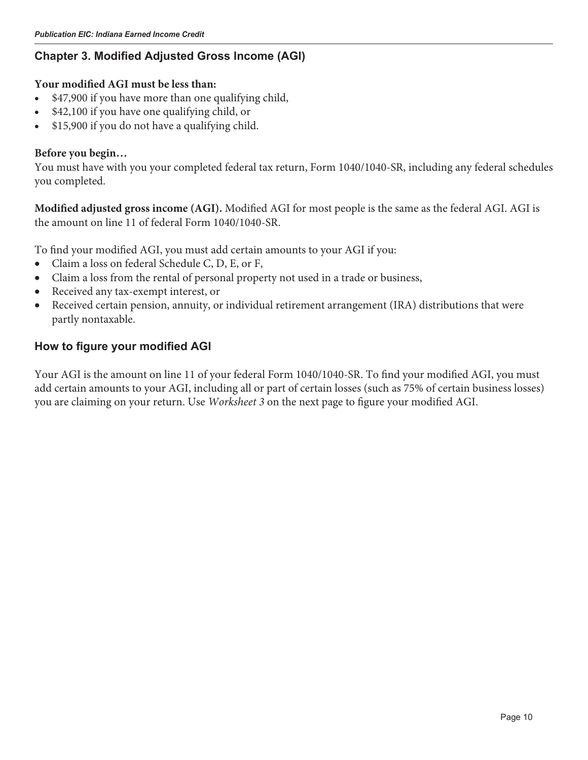## Chapter 3. Modified Adjusted Gross Income (AGI)

**Your modified AGI must be less than:**
- $47,900 if you have more than one qualifying child,
- $42,100 if you have one qualifying child, or
- $15,900 if you do not have a qualifying child.

**Before you begin…**
You must have with you your completed federal tax return, Form 1040/1040-SR, including any federal schedules you completed.

**Modified adjusted gross income (AGI).** Modified AGI for most people is the same as the federal AGI. AGI is the amount on line 11 of federal Form 1040/1040-SR.

To find your modified AGI, you must add certain amounts to your AGI if you:
- Claim a loss on federal Schedule C, D, E, or F,
- Claim a loss from the rental of personal property not used in a trade or business,
- Received any tax-exempt interest, or
- Received certain pension, annuity, or individual retirement arrangement (IRA) distributions that were partly nontaxable.

### How to figure your modified AGI

Your AGI is the amount on line 11 of your federal Form 1040/1040-SR. To find your modified AGI, you must add certain amounts to your AGI, including all or part of certain losses (such as 75% of certain business losses) you are claiming on your return. Use *Worksheet 3* on the next page to figure your modified AGI.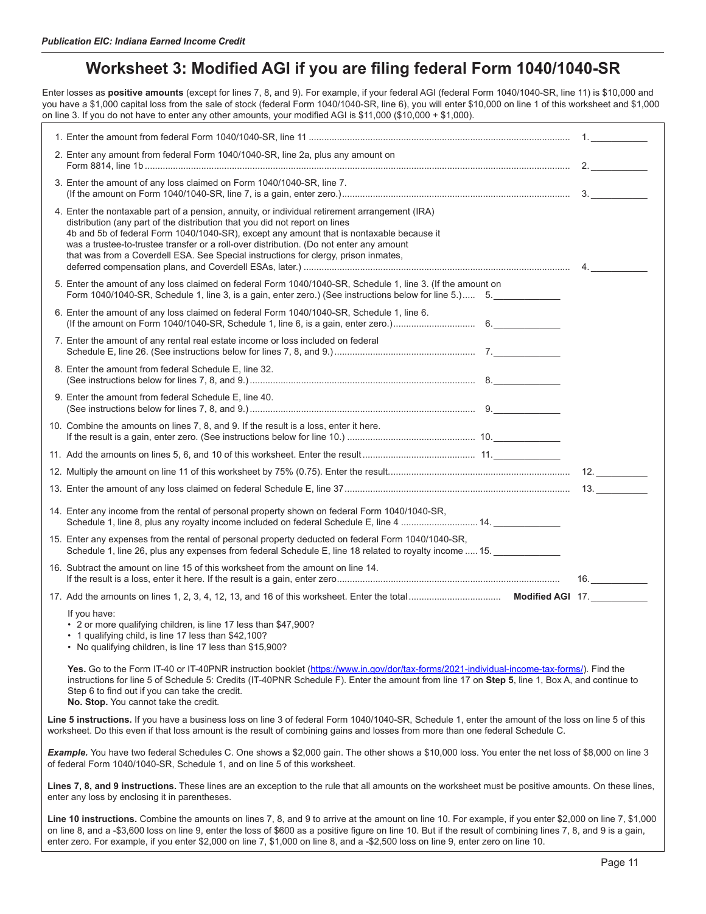# Worksheet 3: Modified AGI if you are filing federal Form 1040/1040-SR

Enter losses as **positive amounts** (except for lines 7, 8, and 9). For example, if your federal AGI (federal Form 1040/1040-SR, line 11) is $10,000 and you have a $1,000 capital loss from the sale of stock (federal Form 1040/1040-SR, line 6), you will enter $10,000 on line 1 of this worksheet and $1,000 on line 3. If you do not have to enter any other amounts, your modified AGI is $11,000 ($10,000 + $1,000).

1. Enter the amount from federal Form 1040/1040-SR, line 11 ........ 1. ______
2. Enter any amount from federal Form 1040/1040-SR, line 2a, plus any amount on Form 8814, line 1b ........ 2. ______
3. Enter the amount of any loss claimed on Form 1040/1040-SR, line 7. (If the amount on Form 1040/1040-SR, line 7, is a gain, enter zero.) ........ 3. ______
4. Enter the nontaxable part of a pension, annuity, or individual retirement arrangement (IRA) distribution (any part of the distribution that you did not report on lines 4b and 5b of federal Form 1040/1040-SR), except any amount that is nontaxable because it was a trustee-to-trustee transfer or a roll-over distribution. (Do not enter any amount that was from a Coverdell ESA. See Special instructions for clergy, prison inmates, deferred compensation plans, and Coverdell ESAs, later.) ........ 4. ______
5. Enter the amount of any loss claimed on federal Form 1040/1040-SR, Schedule 1, line 3. (If the amount on Form 1040/1040-SR, Schedule 1, line 3, is a gain, enter zero.) (See instructions below for line 5.) ..... 5. ______
6. Enter the amount of any loss claimed on federal Form 1040/1040-SR, Schedule 1, line 6. (If the amount on Form 1040/1040-SR, Schedule 1, line 6, is a gain, enter zero.) ........ 6. ______
7. Enter the amount of any rental real estate income or loss included on federal Schedule E, line 26. (See instructions below for lines 7, 8, and 9.) ........ 7. ______
8. Enter the amount from federal Schedule E, line 32. (See instructions below for lines 7, 8, and 9.) ........ 8. ______
9. Enter the amount from federal Schedule E, line 40. (See instructions below for lines 7, 8, and 9.) ........ 9. ______
10. Combine the amounts on lines 7, 8, and 9. If the result is a loss, enter it here. If the result is a gain, enter zero. (See instructions below for line 10.) ........ 10. ______
11. Add the amounts on lines 5, 6, and 10 of this worksheet. Enter the result ........ 11. ______
12. Multiply the amount on line 11 of this worksheet by 75% (0.75). Enter the result ........ 12. ______
13. Enter the amount of any loss claimed on federal Schedule E, line 37 ........ 13. ______
14. Enter any income from the rental of personal property shown on federal Form 1040/1040-SR, Schedule 1, line 8, plus any royalty income included on federal Schedule E, line 4 ........ 14. ______
15. Enter any expenses from the rental of personal property deducted on federal Form 1040/1040-SR, Schedule 1, line 26, plus any expenses from federal Schedule E, line 18 related to royalty income ..... 15. ______
16. Subtract the amount on line 15 of this worksheet from the amount on line 14. If the result is a loss, enter it here. If the result is a gain, enter zero ........ 16. ______
17. Add the amounts on lines 1, 2, 3, 4, 12, 13, and 16 of this worksheet. Enter the total ........ **Modified AGI** 17. ______

If you have:

- 2 or more qualifying children, is line 17 less than $47,900?
- 1 qualifying child, is line 17 less than $42,100?
- No qualifying children, is line 17 less than $15,900?

**Yes.** Go to the Form IT-40 or IT-40PNR instruction booklet (https://www.in.gov/dor/tax-forms/2021-individual-income-tax-forms/). Find the instructions for line 5 of Schedule 5: Credits (IT-40PNR Schedule F). Enter the amount from line 17 on **Step 5**, line 1, Box A, and continue to Step 6 to find out if you can take the credit.
**No. Stop.** You cannot take the credit.

**Line 5 instructions.** If you have a business loss on line 3 of federal Form 1040/1040-SR, Schedule 1, enter the amount of the loss on line 5 of this worksheet. Do this even if that loss amount is the result of combining gains and losses from more than one federal Schedule C.

***Example.*** You have two federal Schedules C. One shows a $2,000 gain. The other shows a $10,000 loss. You enter the net loss of $8,000 on line 3 of federal Form 1040/1040-SR, Schedule 1, and on line 5 of this worksheet.

**Lines 7, 8, and 9 instructions.** These lines are an exception to the rule that all amounts on the worksheet must be positive amounts. On these lines, enter any loss by enclosing it in parentheses.

**Line 10 instructions.** Combine the amounts on lines 7, 8, and 9 to arrive at the amount on line 10. For example, if you enter $2,000 on line 7, $1,000 on line 8, and a -$3,600 loss on line 9, enter the loss of $600 as a positive figure on line 10. But if the result of combining lines 7, 8, and 9 is a gain, enter zero. For example, if you enter $2,000 on line 7, $1,000 on line 8, and a -$2,500 loss on line 9, enter zero on line 10.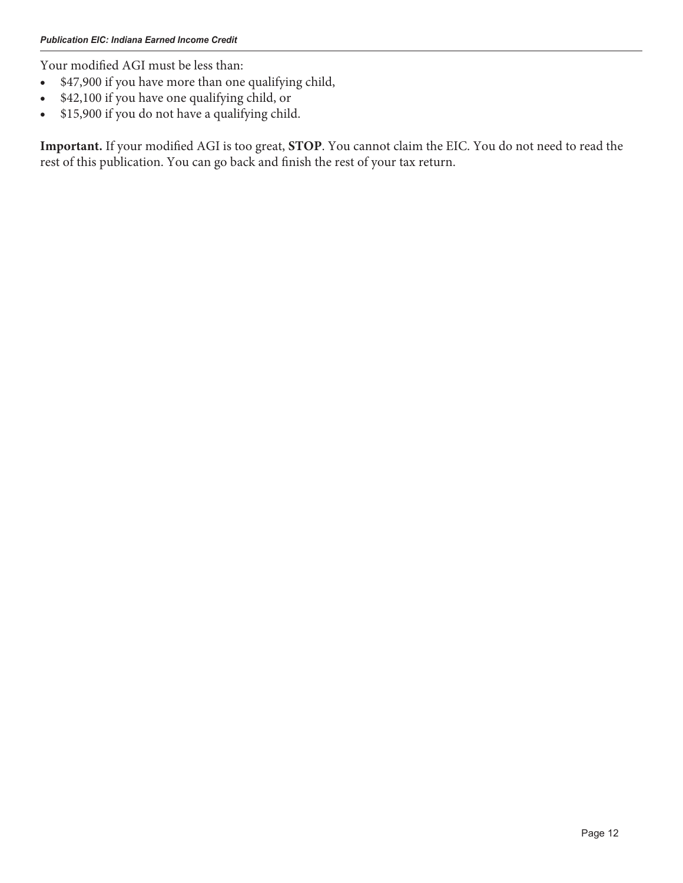Your modified AGI must be less than:

- $47,900 if you have more than one qualifying child,
- $42,100 if you have one qualifying child, or
- $15,900 if you do not have a qualifying child.

**Important.** If your modified AGI is too great, **STOP**. You cannot claim the EIC. You do not need to read the rest of this publication. You can go back and finish the rest of your tax return.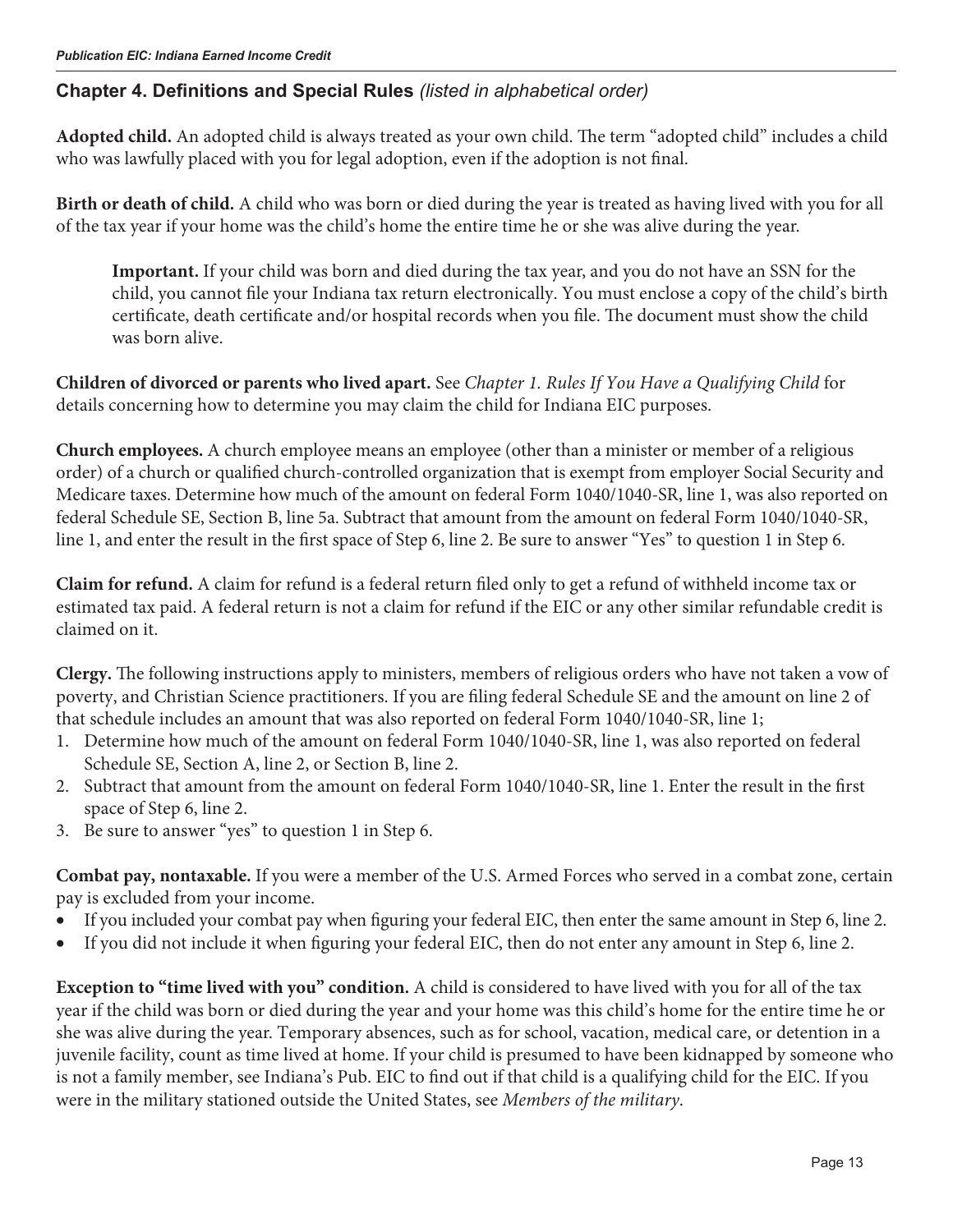## Chapter 4. Definitions and Special Rules *(listed in alphabetical order)*

**Adopted child.** An adopted child is always treated as your own child. The term "adopted child" includes a child who was lawfully placed with you for legal adoption, even if the adoption is not final.

**Birth or death of child.** A child who was born or died during the year is treated as having lived with you for all of the tax year if your home was the child's home the entire time he or she was alive during the year.

> **Important.** If your child was born and died during the tax year, and you do not have an SSN for the child, you cannot file your Indiana tax return electronically. You must enclose a copy of the child's birth certificate, death certificate and/or hospital records when you file. The document must show the child was born alive.

**Children of divorced or parents who lived apart.** See *Chapter 1. Rules If You Have a Qualifying Child* for details concerning how to determine you may claim the child for Indiana EIC purposes.

**Church employees.** A church employee means an employee (other than a minister or member of a religious order) of a church or qualified church-controlled organization that is exempt from employer Social Security and Medicare taxes. Determine how much of the amount on federal Form 1040/1040-SR, line 1, was also reported on federal Schedule SE, Section B, line 5a. Subtract that amount from the amount on federal Form 1040/1040-SR, line 1, and enter the result in the first space of Step 6, line 2. Be sure to answer "Yes" to question 1 in Step 6.

**Claim for refund.** A claim for refund is a federal return filed only to get a refund of withheld income tax or estimated tax paid. A federal return is not a claim for refund if the EIC or any other similar refundable credit is claimed on it.

**Clergy.** The following instructions apply to ministers, members of religious orders who have not taken a vow of poverty, and Christian Science practitioners. If you are filing federal Schedule SE and the amount on line 2 of that schedule includes an amount that was also reported on federal Form 1040/1040-SR, line 1;

1. Determine how much of the amount on federal Form 1040/1040-SR, line 1, was also reported on federal Schedule SE, Section A, line 2, or Section B, line 2.
2. Subtract that amount from the amount on federal Form 1040/1040-SR, line 1. Enter the result in the first space of Step 6, line 2.
3. Be sure to answer "yes" to question 1 in Step 6.

**Combat pay, nontaxable.** If you were a member of the U.S. Armed Forces who served in a combat zone, certain pay is excluded from your income.

- If you included your combat pay when figuring your federal EIC, then enter the same amount in Step 6, line 2.
- If you did not include it when figuring your federal EIC, then do not enter any amount in Step 6, line 2.

**Exception to "time lived with you" condition.** A child is considered to have lived with you for all of the tax year if the child was born or died during the year and your home was this child's home for the entire time he or she was alive during the year. Temporary absences, such as for school, vacation, medical care, or detention in a juvenile facility, count as time lived at home. If your child is presumed to have been kidnapped by someone who is not a family member, see Indiana's Pub. EIC to find out if that child is a qualifying child for the EIC. If you were in the military stationed outside the United States, see *Members of the military*.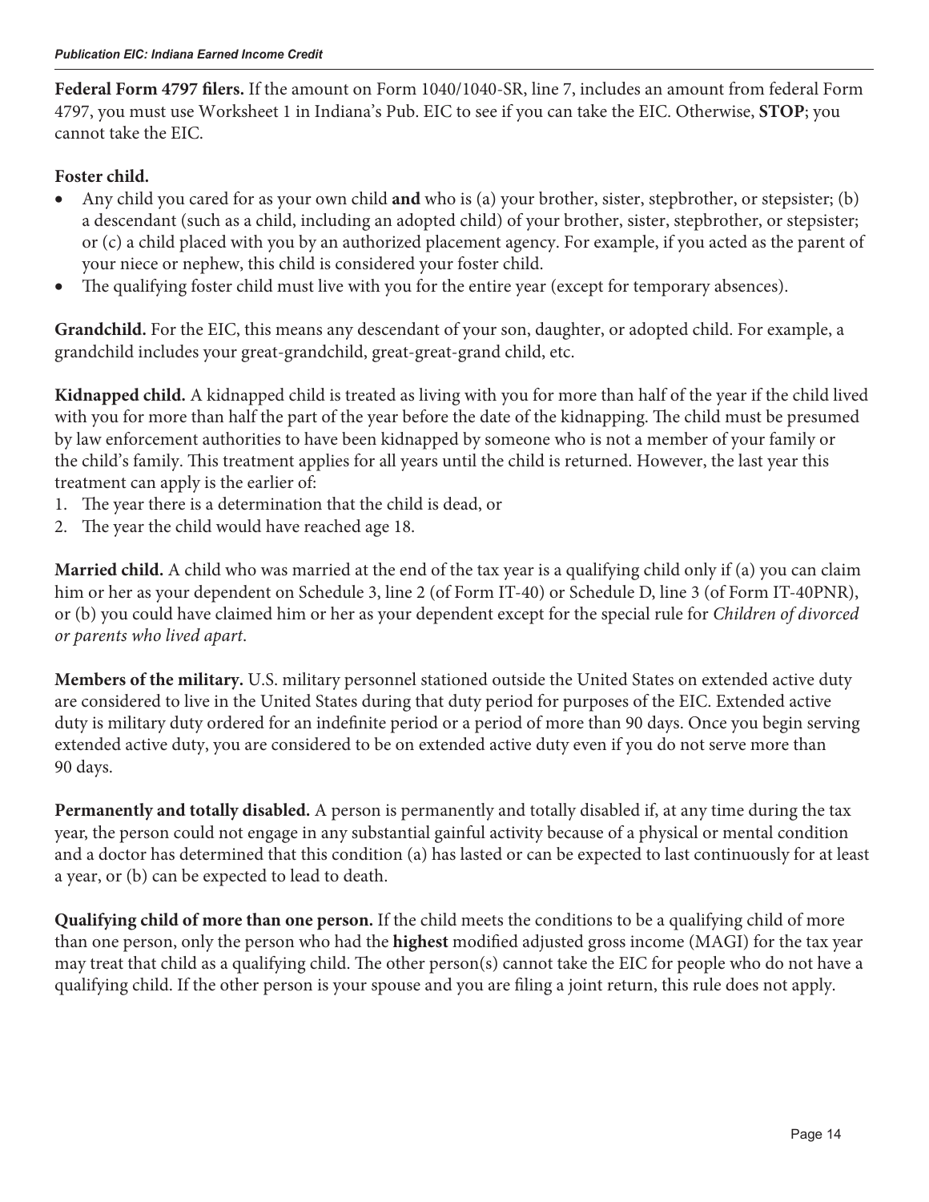**Federal Form 4797 filers.** If the amount on Form 1040/1040-SR, line 7, includes an amount from federal Form 4797, you must use Worksheet 1 in Indiana's Pub. EIC to see if you can take the EIC. Otherwise, **STOP**; you cannot take the EIC.

**Foster child.**

- Any child you cared for as your own child **and** who is (a) your brother, sister, stepbrother, or stepsister; (b) a descendant (such as a child, including an adopted child) of your brother, sister, stepbrother, or stepsister; or (c) a child placed with you by an authorized placement agency. For example, if you acted as the parent of your niece or nephew, this child is considered your foster child.
- The qualifying foster child must live with you for the entire year (except for temporary absences).

**Grandchild.** For the EIC, this means any descendant of your son, daughter, or adopted child. For example, a grandchild includes your great-grandchild, great-great-grand child, etc.

**Kidnapped child.** A kidnapped child is treated as living with you for more than half of the year if the child lived with you for more than half the part of the year before the date of the kidnapping. The child must be presumed by law enforcement authorities to have been kidnapped by someone who is not a member of your family or the child's family. This treatment applies for all years until the child is returned. However, the last year this treatment can apply is the earlier of:

1. The year there is a determination that the child is dead, or
2. The year the child would have reached age 18.

**Married child.** A child who was married at the end of the tax year is a qualifying child only if (a) you can claim him or her as your dependent on Schedule 3, line 2 (of Form IT-40) or Schedule D, line 3 (of Form IT-40PNR), or (b) you could have claimed him or her as your dependent except for the special rule for *Children of divorced or parents who lived apart*.

**Members of the military.** U.S. military personnel stationed outside the United States on extended active duty are considered to live in the United States during that duty period for purposes of the EIC. Extended active duty is military duty ordered for an indefinite period or a period of more than 90 days. Once you begin serving extended active duty, you are considered to be on extended active duty even if you do not serve more than 90 days.

**Permanently and totally disabled.** A person is permanently and totally disabled if, at any time during the tax year, the person could not engage in any substantial gainful activity because of a physical or mental condition and a doctor has determined that this condition (a) has lasted or can be expected to last continuously for at least a year, or (b) can be expected to lead to death.

**Qualifying child of more than one person.** If the child meets the conditions to be a qualifying child of more than one person, only the person who had the **highest** modified adjusted gross income (MAGI) for the tax year may treat that child as a qualifying child. The other person(s) cannot take the EIC for people who do not have a qualifying child. If the other person is your spouse and you are filing a joint return, this rule does not apply.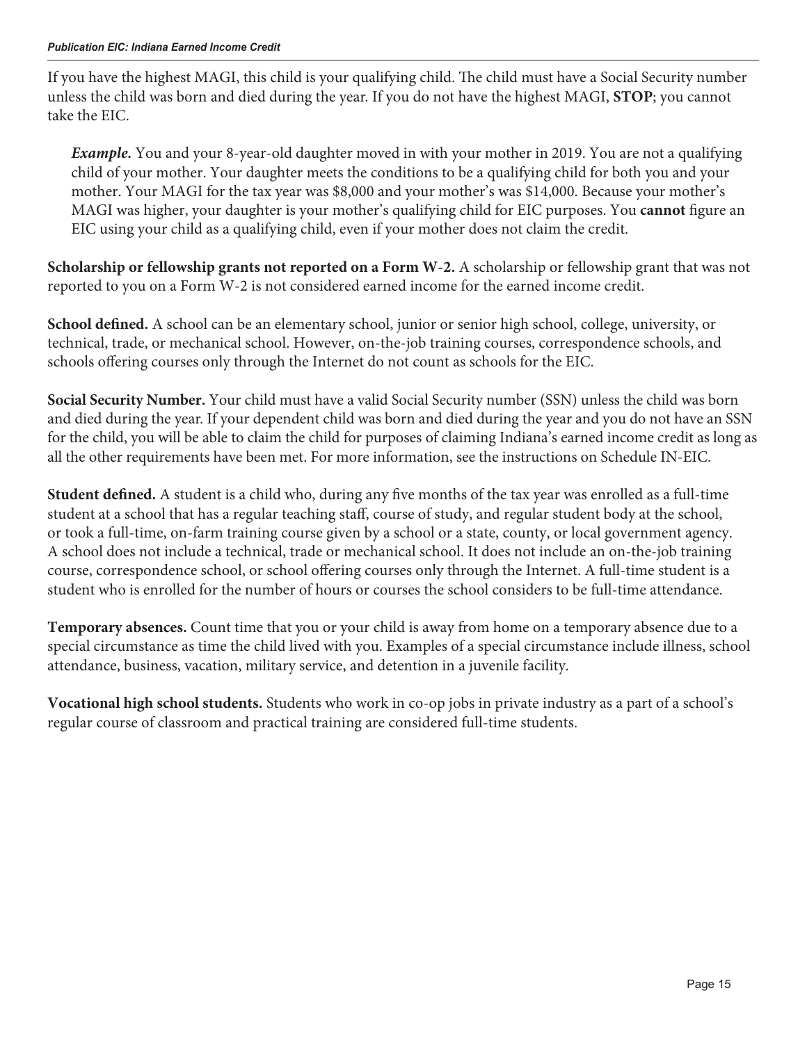If you have the highest MAGI, this child is your qualifying child. The child must have a Social Security number unless the child was born and died during the year. If you do not have the highest MAGI, **STOP**; you cannot take the EIC.

> ***Example.*** You and your 8-year-old daughter moved in with your mother in 2019. You are not a qualifying child of your mother. Your daughter meets the conditions to be a qualifying child for both you and your mother. Your MAGI for the tax year was $8,000 and your mother's was $14,000. Because your mother's MAGI was higher, your daughter is your mother's qualifying child for EIC purposes. You **cannot** figure an EIC using your child as a qualifying child, even if your mother does not claim the credit.

**Scholarship or fellowship grants not reported on a Form W-2.** A scholarship or fellowship grant that was not reported to you on a Form W-2 is not considered earned income for the earned income credit.

**School defined.** A school can be an elementary school, junior or senior high school, college, university, or technical, trade, or mechanical school. However, on-the-job training courses, correspondence schools, and schools offering courses only through the Internet do not count as schools for the EIC.

**Social Security Number.** Your child must have a valid Social Security number (SSN) unless the child was born and died during the year. If your dependent child was born and died during the year and you do not have an SSN for the child, you will be able to claim the child for purposes of claiming Indiana's earned income credit as long as all the other requirements have been met. For more information, see the instructions on Schedule IN-EIC.

**Student defined.** A student is a child who, during any five months of the tax year was enrolled as a full-time student at a school that has a regular teaching staff, course of study, and regular student body at the school, or took a full-time, on-farm training course given by a school or a state, county, or local government agency. A school does not include a technical, trade or mechanical school. It does not include an on-the-job training course, correspondence school, or school offering courses only through the Internet. A full-time student is a student who is enrolled for the number of hours or courses the school considers to be full-time attendance.

**Temporary absences.** Count time that you or your child is away from home on a temporary absence due to a special circumstance as time the child lived with you. Examples of a special circumstance include illness, school attendance, business, vacation, military service, and detention in a juvenile facility.

**Vocational high school students.** Students who work in co-op jobs in private industry as a part of a school's regular course of classroom and practical training are considered full-time students.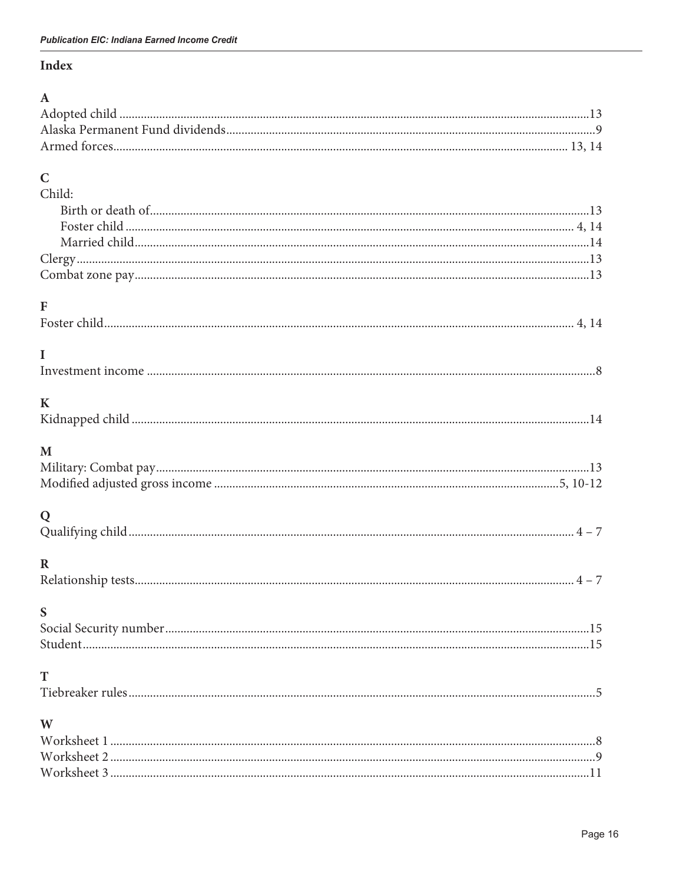## Index

### A

Adopted child ........................................................................13
Alaska Permanent Fund dividends.........................................9
Armed forces......................................................................13, 14

### C

Child:
- Birth or death of...............................................................13
- Foster child ...................................................................4, 14
- Married child.....................................................................14

Clergy........................................................................................13
Combat zone pay......................................................................13

### F

Foster child..........................................................................4, 14

### I

Investment income .....................................................................8

### K

Kidnapped child ........................................................................14

### M

Military: Combat pay.................................................................13
Modified adjusted gross income ........................................5, 10-12

### Q

Qualifying child .....................................................................4 – 7

### R

Relationship tests...................................................................4 – 7

### S

Social Security number..............................................................15
Student......................................................................................15

### T

Tiebreaker rules...........................................................................5

### W

Worksheet 1 ................................................................................8
Worksheet 2 ................................................................................9
Worksheet 3 ..............................................................................11